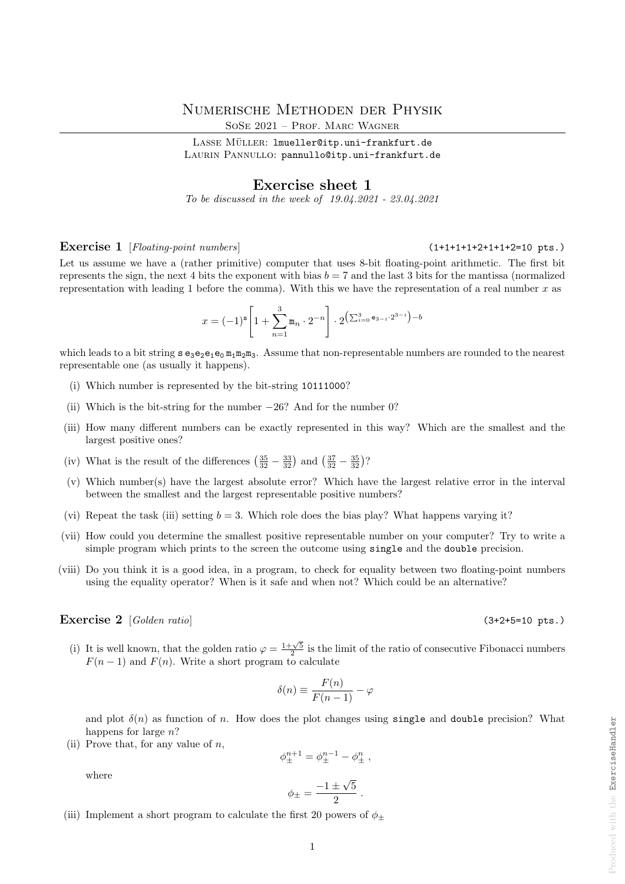# Numerische Methoden der Physik

SoSe 2021 – Prof. Marc Wagner

Lasse Müller: `lmueller@itp.uni-frankfurt.de`
Laurin Pannullo: `pannullo@itp.uni-frankfurt.de`

## Exercise sheet 1

*To be discussed in the week of 19.04.2021 - 23.04.2021*

### Exercise 1 [*Floating-point numbers*] (1+1+1+1+2+1+1+2=10 pts.)

Let us assume we have a (rather primitive) computer that uses 8-bit floating-point arithmetic. The first bit represents the sign, the next 4 bits the exponent with bias $b = 7$ and the last 3 bits for the mantissa (normalized representation with leading 1 before the comma). With this we have the representation of a real number $x$ as

$$x = (-1)^{\mathtt{s}} \left[ 1 + \sum_{n=1}^{3} \mathtt{m}_n \cdot 2^{-n} \right] \cdot 2^{\left( \sum_{i=0}^{3} \mathtt{e}_{3-i} \cdot 2^{3-i} \right) - b}$$

which leads to a bit string $\mathtt{s}\,\mathtt{e}_3\mathtt{e}_2\mathtt{e}_1\mathtt{e}_0\,\mathtt{m}_1\mathtt{m}_2\mathtt{m}_3$. Assume that non-representable numbers are rounded to the nearest representable one (as usually it happens).

(i) Which number is represented by the bit-string `10111000`?

(ii) Which is the bit-string for the number $-26$? And for the number 0?

(iii) How many different numbers can be exactly represented in this way? Which are the smallest and the largest positive ones?

(iv) What is the result of the differences $\left(\frac{35}{32} - \frac{33}{32}\right)$ and $\left(\frac{37}{32} - \frac{35}{32}\right)$?

(v) Which number(s) have the largest absolute error? Which have the largest relative error in the interval between the smallest and the largest representable positive numbers?

(vi) Repeat the task (iii) setting $b = 3$. Which role does the bias play? What happens varying it?

(vii) How could you determine the smallest positive representable number on your computer? Try to write a simple program which prints to the screen the outcome using `single` and the `double` precision.

(viii) Do you think it is a good idea, in a program, to check for equality between two floating-point numbers using the equality operator? When is it safe and when not? Which could be an alternative?

### Exercise 2 [*Golden ratio*] (3+2+5=10 pts.)

(i) It is well known, that the golden ratio $\varphi = \frac{1+\sqrt{5}}{2}$ is the limit of the ratio of consecutive Fibonacci numbers $F(n-1)$ and $F(n)$. Write a short program to calculate

$$\delta(n) \equiv \frac{F(n)}{F(n-1)} - \varphi$$

and plot $\delta(n)$ as function of $n$. How does the plot changes using `single` and `double` precision? What happens for large $n$?

(ii) Prove that, for any value of $n$,

$$\phi_{\pm}^{n+1} = \phi_{\pm}^{n-1} - \phi_{\pm}^{n} \,,$$

where

$$\phi_{\pm} = \frac{-1 \pm \sqrt{5}}{2} \,.$$

(iii) Implement a short program to calculate the first 20 powers of $\phi_{\pm}$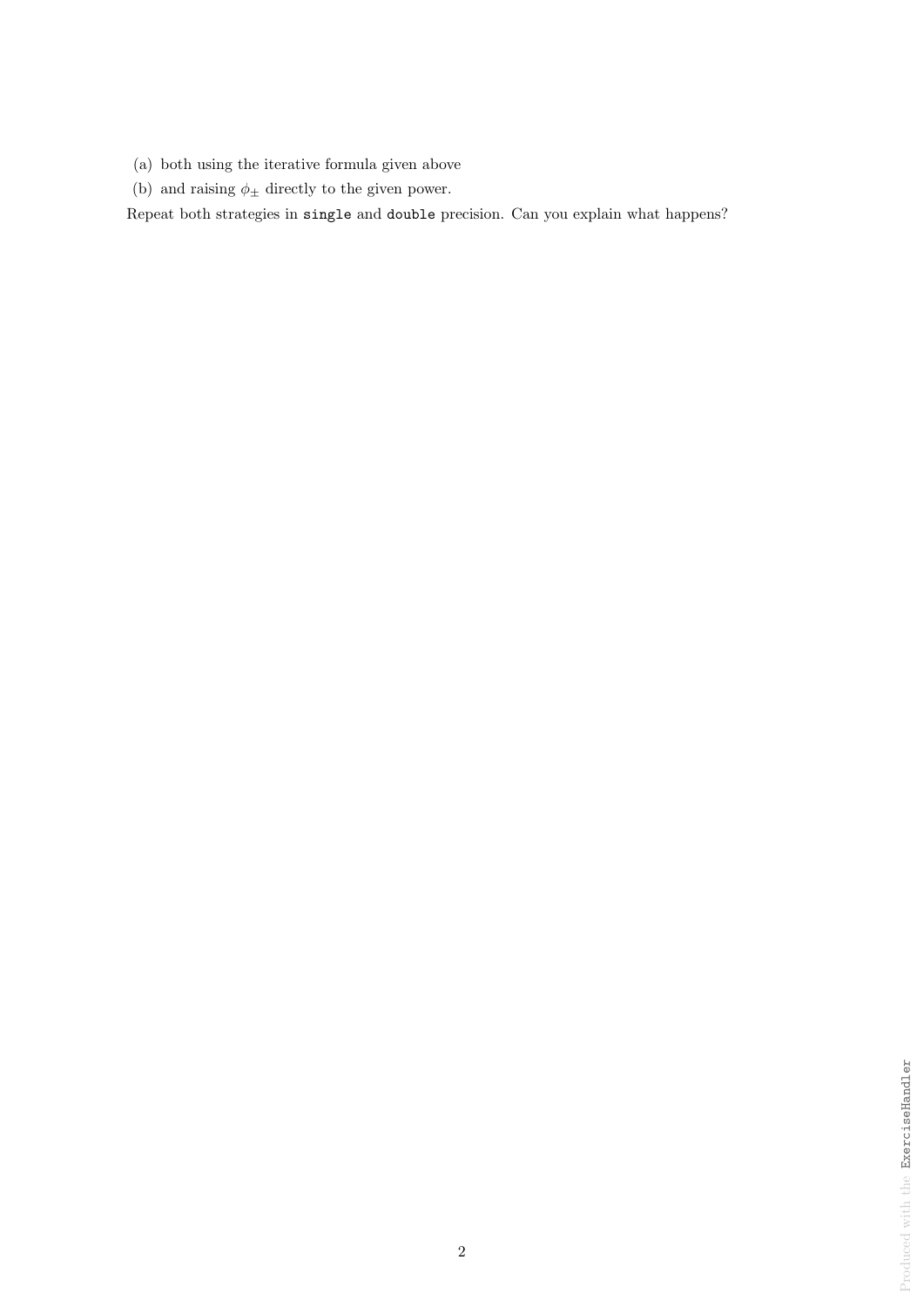(a) both using the iterative formula given above

(b) and raising $\phi_{\pm}$ directly to the given power.

Repeat both strategies in `single` and `double` precision. Can you explain what happens?